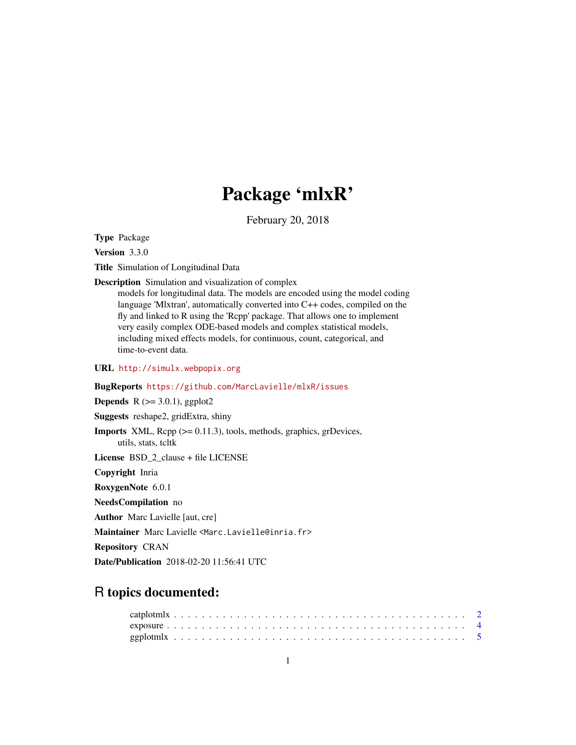# Package 'mlxR'

February 20, 2018

**Type** Package

**Version** 3.3.0

**Title** Simulation of Longitudinal Data

**Description** Simulation and visualization of complex models for longitudinal data. The models are encoded using the model coding language 'Mlxtran', automatically converted into C++ codes, compiled on the fly and linked to R using the 'Rcpp' package. That allows one to implement very easily complex ODE-based models and complex statistical models, including mixed effects models, for continuous, count, categorical, and time-to-event data.

**URL** http://simulx.webpopix.org

**BugReports** https://github.com/MarcLavielle/mlxR/issues

**Depends** R (>= 3.0.1), ggplot2

**Suggests** reshape2, gridExtra, shiny

**Imports** XML, Rcpp (>= 0.11.3), tools, methods, graphics, grDevices, utils, stats, tcltk

**License** BSD_2_clause + file LICENSE

**Copyright** Inria

**RoxygenNote** 6.0.1

**NeedsCompilation** no

**Author** Marc Lavielle [aut, cre]

**Maintainer** Marc Lavielle <Marc.Lavielle@inria.fr>

**Repository** CRAN

**Date/Publication** 2018-02-20 11:56:41 UTC

## R topics documented:

catplotmlx . . . . . . . . . . . . . . . . . . . . . . . . . . . . . . . . . . . . . . . . . 2
exposure . . . . . . . . . . . . . . . . . . . . . . . . . . . . . . . . . . . . . . . . . . 4
ggplotmlx . . . . . . . . . . . . . . . . . . . . . . . . . . . . . . . . . . . . . . . . . 5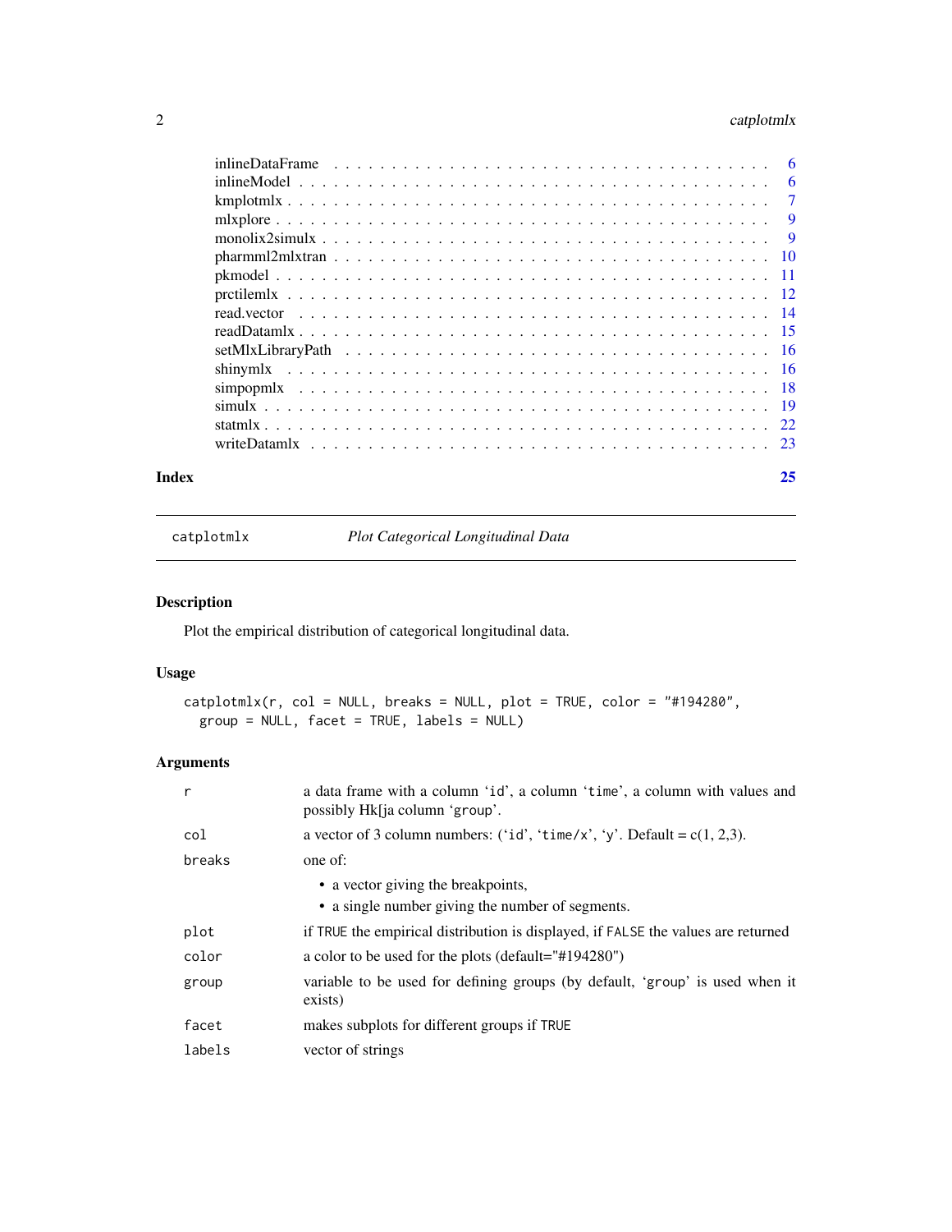| | |
|---|---|
| inlineDataFrame | 6 |
| inlineModel | 6 |
| kmplotmlx | 7 |
| mlxplore | 9 |
| monolix2simulx | 9 |
| pharmml2mlxtran | 10 |
| pkmodel | 11 |
| prctilemlx | 12 |
| read.vector | 14 |
| readDatamlx | 15 |
| setMlxLibraryPath | 16 |
| shinymlx | 16 |
| simpopmlx | 18 |
| simulx | 19 |
| statmlx | 22 |
| writeDatamlx | 23 |

**Index** 25

---

## catplotmlx — *Plot Categorical Longitudinal Data*

---

### Description

Plot the empirical distribution of categorical longitudinal data.

### Usage

```
catplotmlx(r, col = NULL, breaks = NULL, plot = TRUE, color = "#194280",
  group = NULL, facet = TRUE, labels = NULL)
```

### Arguments

| | |
|---|---|
| `r` | a data frame with a column 'id', a column 'time', a column with values and possibly Hk[ja column 'group'. |
| `col` | a vector of 3 column numbers: ('id', 'time/x', 'y'. Default = c(1, 2,3). |
| `breaks` | one of:<br>• a vector giving the breakpoints,<br>• a single number giving the number of segments. |
| `plot` | if TRUE the empirical distribution is displayed, if FALSE the values are returned |
| `color` | a color to be used for the plots (default="#194280") |
| `group` | variable to be used for defining groups (by default, 'group' is used when it exists) |
| `facet` | makes subplots for different groups if TRUE |
| `labels` | vector of strings |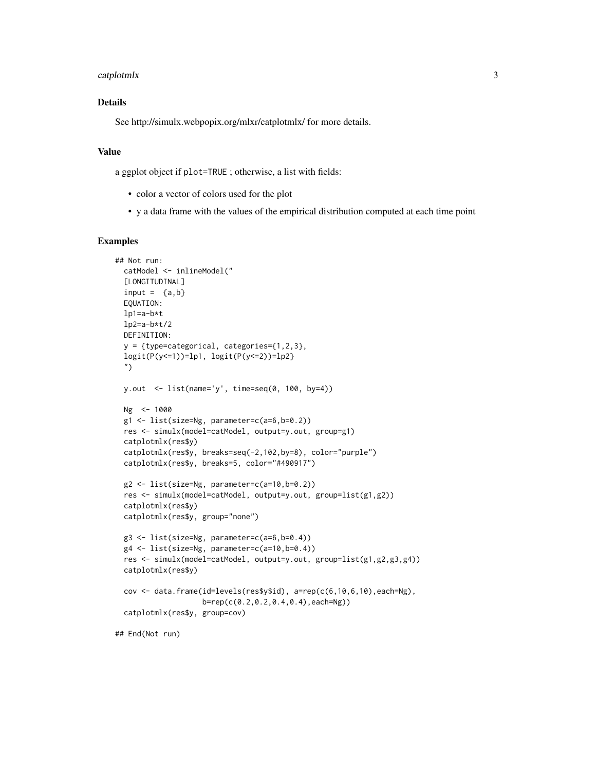## Details

See http://simulx.webpopix.org/mlxr/catplotmlx/ for more details.

## Value

a ggplot object if `plot=TRUE` ; otherwise, a list with fields:

- color a vector of colors used for the plot
- y a data frame with the values of the empirical distribution computed at each time point

## Examples

```
## Not run:
  catModel <- inlineModel("
  [LONGITUDINAL]
  input =  {a,b}
  EQUATION:
  lp1=a-b*t
  lp2=a-b*t/2
  DEFINITION:
  y = {type=categorical, categories={1,2,3},
  logit(P(y<=1))=lp1, logit(P(y<=2))=lp2}
  ")

  y.out  <- list(name='y', time=seq(0, 100, by=4))

  Ng  <- 1000
  g1 <- list(size=Ng, parameter=c(a=6,b=0.2))
  res <- simulx(model=catModel, output=y.out, group=g1)
  catplotmlx(res$y)
  catplotmlx(res$y, breaks=seq(-2,102,by=8), color="purple")
  catplotmlx(res$y, breaks=5, color="#490917")

  g2 <- list(size=Ng, parameter=c(a=10,b=0.2))
  res <- simulx(model=catModel, output=y.out, group=list(g1,g2))
  catplotmlx(res$y)
  catplotmlx(res$y, group="none")

  g3 <- list(size=Ng, parameter=c(a=6,b=0.4))
  g4 <- list(size=Ng, parameter=c(a=10,b=0.4))
  res <- simulx(model=catModel, output=y.out, group=list(g1,g2,g3,g4))
  catplotmlx(res$y)

  cov <- data.frame(id=levels(res$y$id), a=rep(c(6,10,6,10),each=Ng),
                    b=rep(c(0.2,0.2,0.4,0.4),each=Ng))
  catplotmlx(res$y, group=cov)

## End(Not run)
```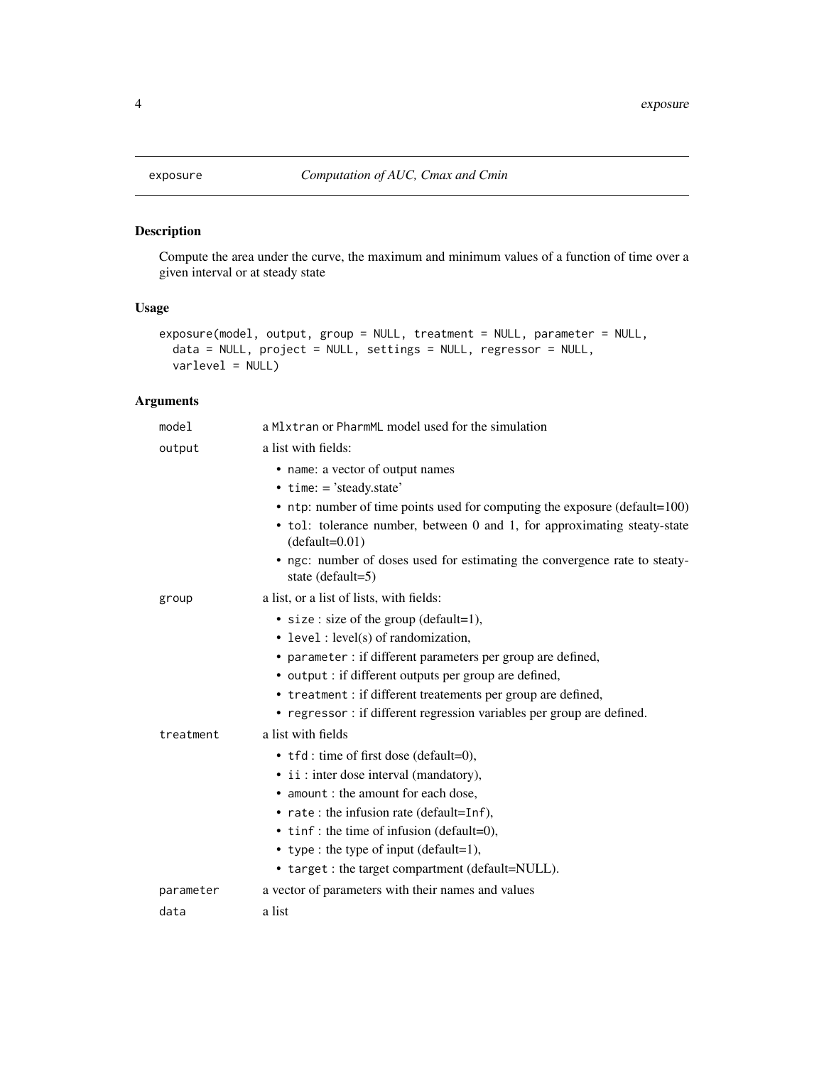exposure — *Computation of AUC, Cmax and Cmin*

## Description

Compute the area under the curve, the maximum and minimum values of a function of time over a given interval or at steady state

## Usage

```
exposure(model, output, group = NULL, treatment = NULL, parameter = NULL,
  data = NULL, project = NULL, settings = NULL, regressor = NULL,
  varlevel = NULL)
```

## Arguments

| | |
|---|---|
| `model` | a `Mlxtran` or `PharmML` model used for the simulation |
| `output` | a list with fields:<br>• `name`: a vector of output names<br>• `time`: = 'steady.state'<br>• `ntp`: number of time points used for computing the exposure (default=100)<br>• `tol`: tolerance number, between 0 and 1, for approximating steaty-state (default=0.01)<br>• `ngc`: number of doses used for estimating the convergence rate to steaty-state (default=5) |
| `group` | a list, or a list of lists, with fields:<br>• `size` : size of the group (default=1),<br>• `level` : level(s) of randomization,<br>• `parameter` : if different parameters per group are defined,<br>• `output` : if different outputs per group are defined,<br>• `treatment` : if different treatements per group are defined,<br>• `regressor` : if different regression variables per group are defined. |
| `treatment` | a list with fields<br>• `tfd` : time of first dose (default=0),<br>• `ii` : inter dose interval (mandatory),<br>• `amount` : the amount for each dose,<br>• `rate` : the infusion rate (default=`Inf`),<br>• `tinf` : the time of infusion (default=0),<br>• `type` : the type of input (default=1),<br>• `target` : the target compartment (default=NULL). |
| `parameter` | a vector of parameters with their names and values |
| `data` | a list |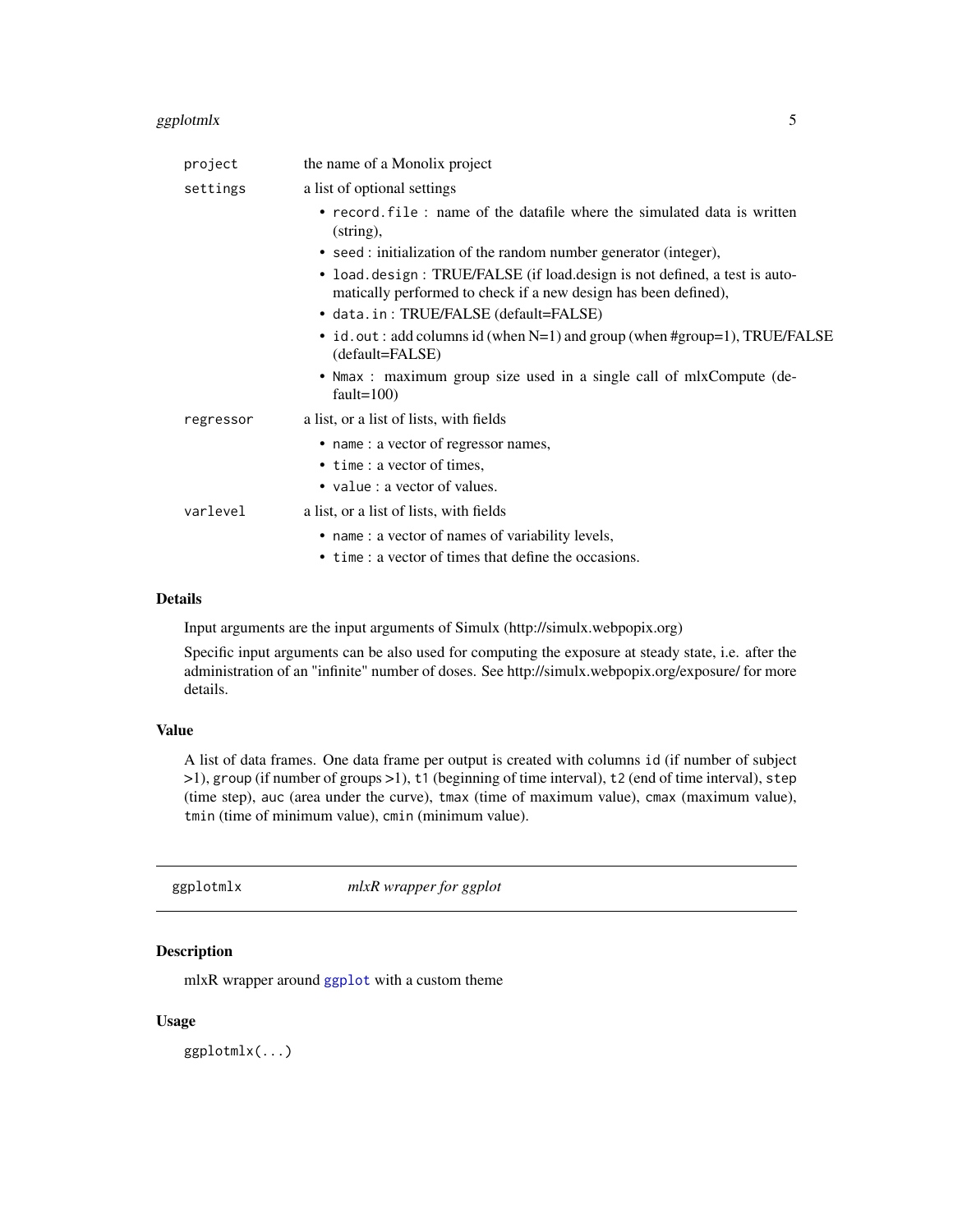| | |
|---|---|
| `project` | the name of a Monolix project |
| `settings` | a list of optional settings<br>• `record.file` : name of the datafile where the simulated data is written (string),<br>• `seed` : initialization of the random number generator (integer),<br>• `load.design` : TRUE/FALSE (if load.design is not defined, a test is automatically performed to check if a new design has been defined),<br>• `data.in` : TRUE/FALSE (default=FALSE)<br>• `id.out` : add columns id (when N=1) and group (when #group=1), TRUE/FALSE (default=FALSE)<br>• `Nmax` : maximum group size used in a single call of mlxCompute (default=100) |
| `regressor` | a list, or a list of lists, with fields<br>• `name` : a vector of regressor names,<br>• `time` : a vector of times,<br>• `value` : a vector of values. |
| `varlevel` | a list, or a list of lists, with fields<br>• `name` : a vector of names of variability levels,<br>• `time` : a vector of times that define the occasions. |

### Details

Input arguments are the input arguments of Simulx (http://simulx.webpopix.org)

Specific input arguments can be also used for computing the exposure at steady state, i.e. after the administration of an "infinite" number of doses. See http://simulx.webpopix.org/exposure/ for more details.

### Value

A list of data frames. One data frame per output is created with columns `id` (if number of subject >1), `group` (if number of groups >1), `t1` (beginning of time interval), `t2` (end of time interval), `step` (time step), `auc` (area under the curve), `tmax` (time of maximum value), `cmax` (maximum value), `tmin` (time of minimum value), `cmin` (minimum value).

---

## `ggplotmlx` *mlxR wrapper for ggplot*

---

### Description

mlxR wrapper around `ggplot` with a custom theme

### Usage

```
ggplotmlx(...)
```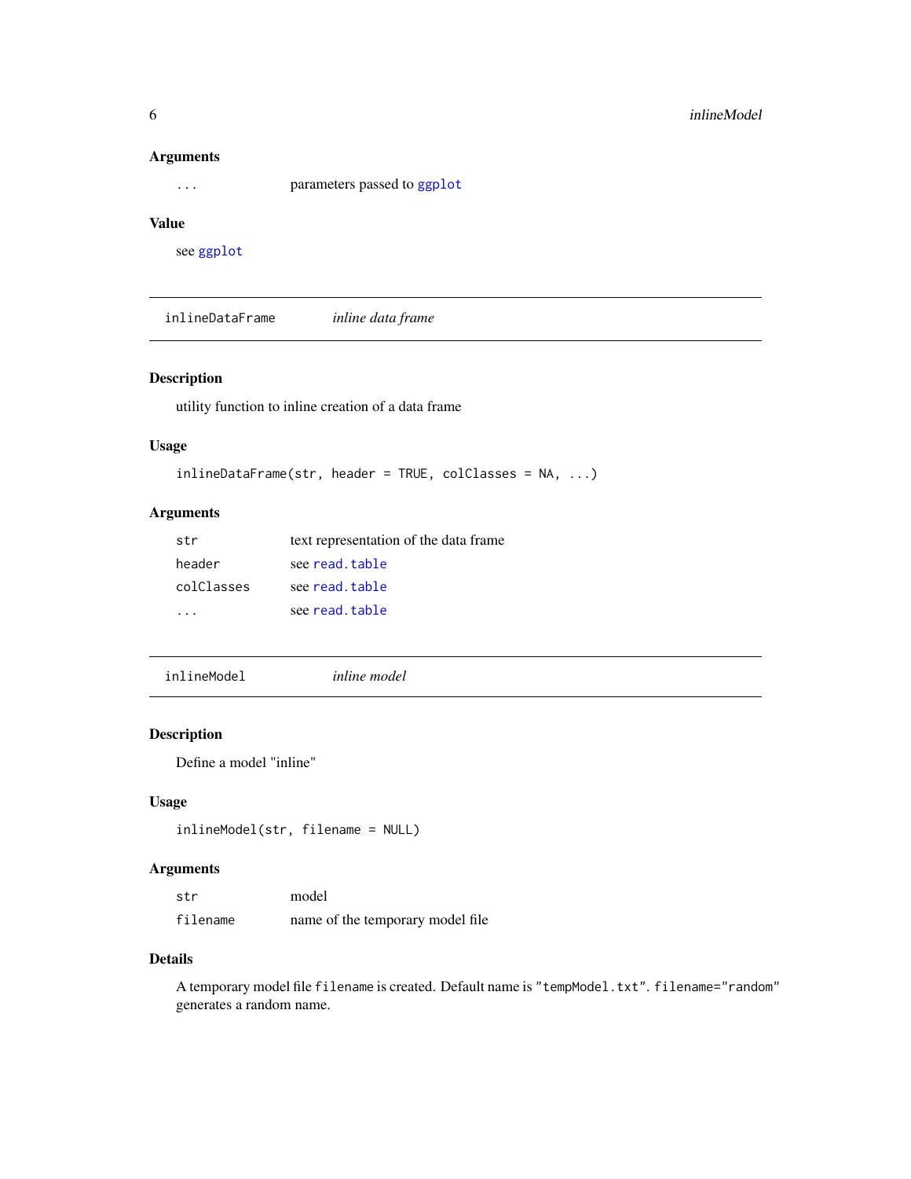### Arguments

| | |
|---|---|
| ... | parameters passed to ggplot |

### Value

see ggplot

---

## inlineDataFrame *inline data frame*

---

### Description

utility function to inline creation of a data frame

### Usage

```
inlineDataFrame(str, header = TRUE, colClasses = NA, ...)
```

### Arguments

| | |
|---|---|
| str | text representation of the data frame |
| header | see read.table |
| colClasses | see read.table |
| ... | see read.table |

---

## inlineModel *inline model*

---

### Description

Define a model "inline"

### Usage

```
inlineModel(str, filename = NULL)
```

### Arguments

| | |
|---|---|
| str | model |
| filename | name of the temporary model file |

### Details

A temporary model file `filename` is created. Default name is `"tempModel.txt"`. `filename="random"` generates a random name.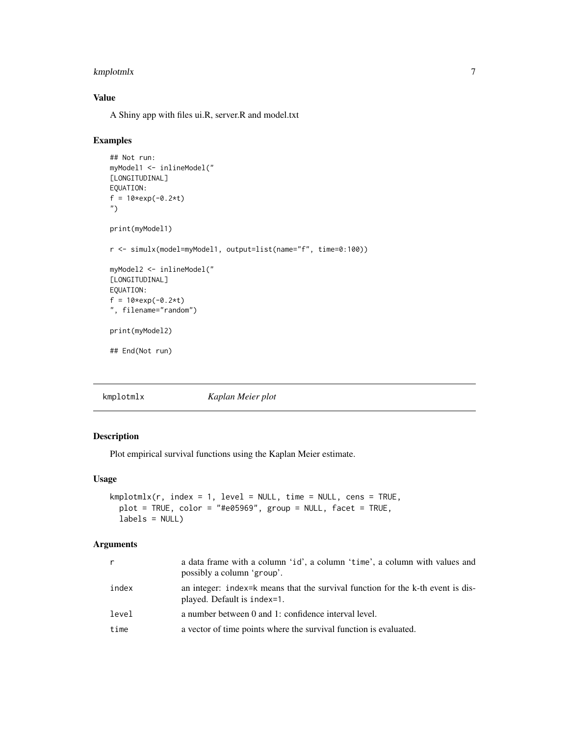## Value

A Shiny app with files ui.R, server.R and model.txt

## Examples

```
## Not run:
myModel1 <- inlineModel("
[LONGITUDINAL]
EQUATION:
f = 10*exp(-0.2*t)
")

print(myModel1)

r <- simulx(model=myModel1, output=list(name="f", time=0:100))

myModel2 <- inlineModel("
[LONGITUDINAL]
EQUATION:
f = 10*exp(-0.2*t)
", filename="random")

print(myModel2)

## End(Not run)
```

---

# kmplotmlx — *Kaplan Meier plot*

## Description

Plot empirical survival functions using the Kaplan Meier estimate.

## Usage

```
kmplotmlx(r, index = 1, level = NULL, time = NULL, cens = TRUE,
  plot = TRUE, color = "#e05969", group = NULL, facet = TRUE,
  labels = NULL)
```

## Arguments

| | |
|---|---|
| r | a data frame with a column 'id', a column 'time', a column with values and possibly a column 'group'. |
| index | an integer: index=k means that the survival function for the k-th event is displayed. Default is index=1. |
| level | a number between 0 and 1: confidence interval level. |
| time | a vector of time points where the survival function is evaluated. |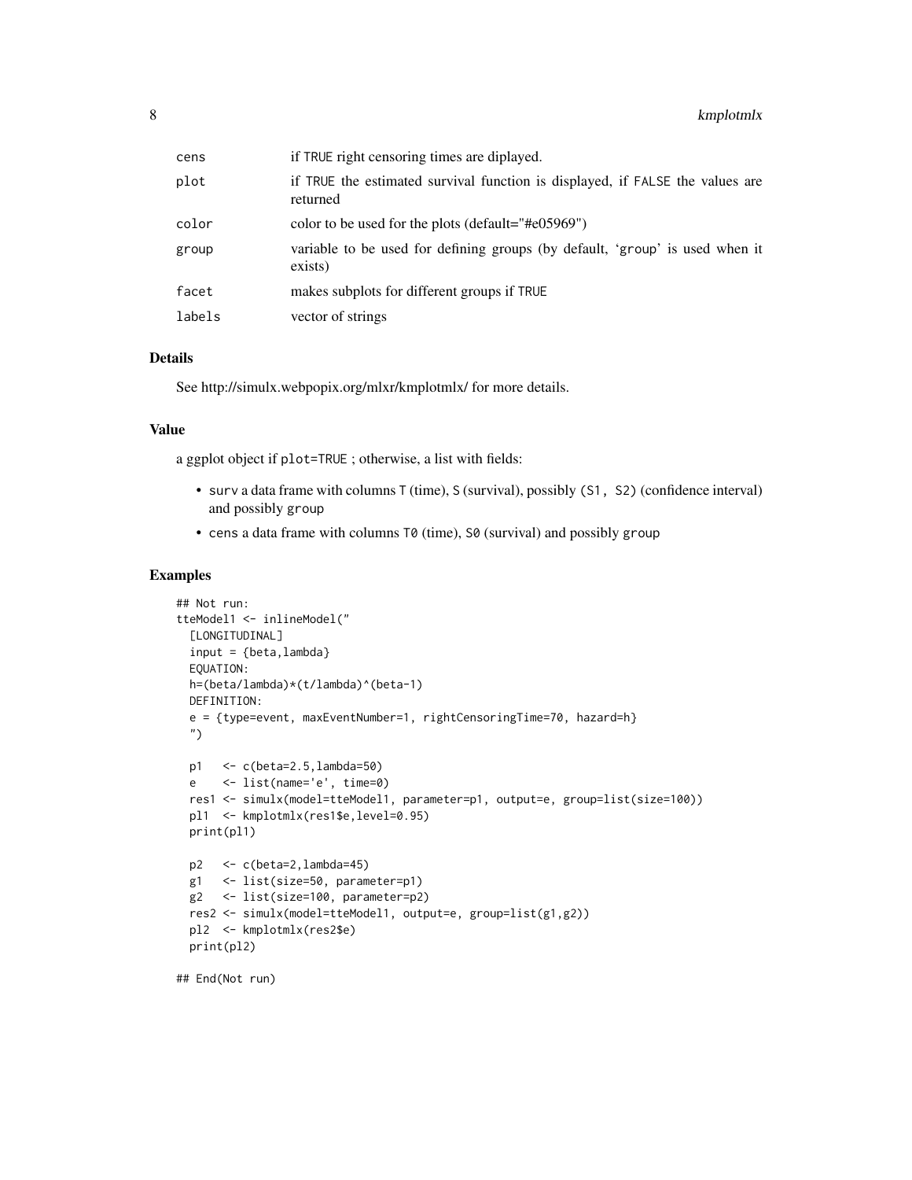| | |
|---|---|
| `cens` | if `TRUE` right censoring times are diplayed. |
| `plot` | if `TRUE` the estimated survival function is displayed, if `FALSE` the values are returned |
| `color` | color to be used for the plots (default="#e05969") |
| `group` | variable to be used for defining groups (by default, 'group' is used when it exists) |
| `facet` | makes subplots for different groups if `TRUE` |
| `labels` | vector of strings |

### Details

See http://simulx.webpopix.org/mlxr/kmplotmlx/ for more details.

### Value

a ggplot object if `plot=TRUE` ; otherwise, a list with fields:

- `surv` a data frame with columns `T` (time), `S` (survival), possibly (`S1, S2`) (confidence interval) and possibly `group`
- `cens` a data frame with columns `T0` (time), `S0` (survival) and possibly `group`

### Examples

```
## Not run:
tteModel1 <- inlineModel("
  [LONGITUDINAL]
  input = {beta,lambda}
  EQUATION:
  h=(beta/lambda)*(t/lambda)^(beta-1)
  DEFINITION:
  e = {type=event, maxEventNumber=1, rightCensoringTime=70, hazard=h}
  ")

  p1   <- c(beta=2.5,lambda=50)
  e    <- list(name='e', time=0)
  res1 <- simulx(model=tteModel1, parameter=p1, output=e, group=list(size=100))
  pl1  <- kmplotmlx(res1$e,level=0.95)
  print(pl1)

  p2   <- c(beta=2,lambda=45)
  g1   <- list(size=50, parameter=p1)
  g2   <- list(size=100, parameter=p2)
  res2 <- simulx(model=tteModel1, output=e, group=list(g1,g2))
  pl2  <- kmplotmlx(res2$e)
  print(pl2)

## End(Not run)
```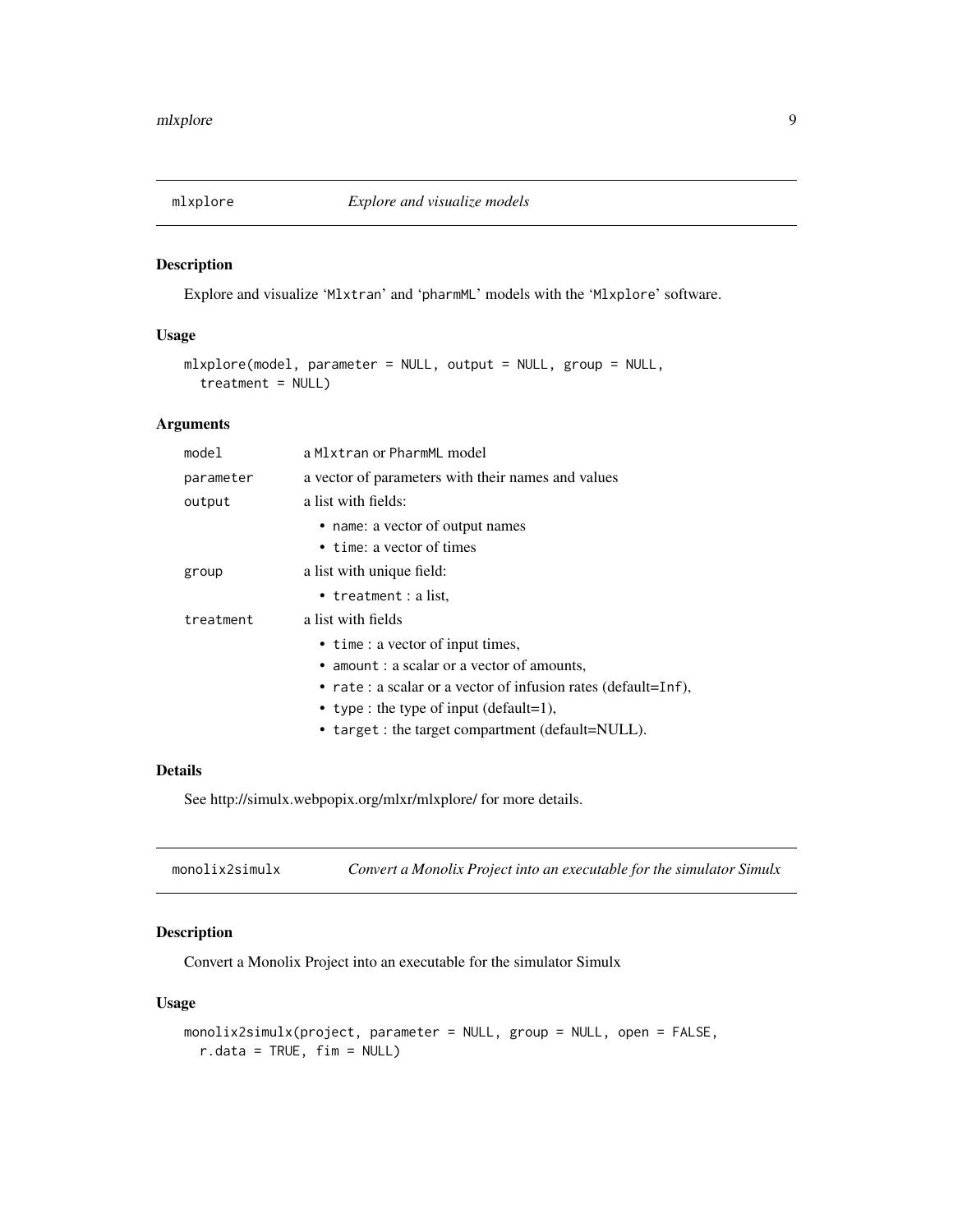## mlxplore — *Explore and visualize models*

### Description

Explore and visualize 'Mlxtran' and 'pharmML' models with the 'Mlxplore' software.

### Usage

```
mlxplore(model, parameter = NULL, output = NULL, group = NULL,
  treatment = NULL)
```

### Arguments

- `model` — a Mlxtran or PharmML model
- `parameter` — a vector of parameters with their names and values
- `output` — a list with fields:
  - name: a vector of output names
  - time: a vector of times
- `group` — a list with unique field:
  - treatment : a list,
- `treatment` — a list with fields
  - time : a vector of input times,
  - amount : a scalar or a vector of amounts,
  - rate : a scalar or a vector of infusion rates (default=Inf),
  - type : the type of input (default=1),
  - target : the target compartment (default=NULL).

### Details

See http://simulx.webpopix.org/mlxr/mlxplore/ for more details.

## monolix2simulx — *Convert a Monolix Project into an executable for the simulator Simulx*

### Description

Convert a Monolix Project into an executable for the simulator Simulx

### Usage

```
monolix2simulx(project, parameter = NULL, group = NULL, open = FALSE,
  r.data = TRUE, fim = NULL)
```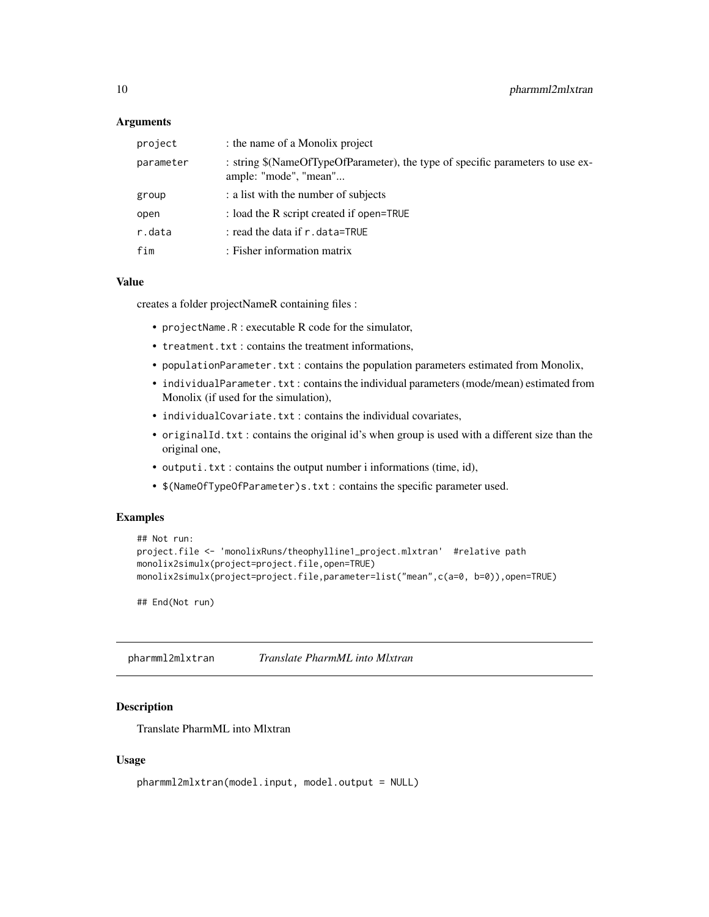### Arguments

| | |
|---|---|
| `project` | : the name of a Monolix project |
| `parameter` | : string $(NameOfTypeOfParameter), the type of specific parameters to use example: "mode", "mean"... |
| `group` | : a list with the number of subjects |
| `open` | : load the R script created if `open=TRUE` |
| `r.data` | : read the data if `r.data=TRUE` |
| `fim` | : Fisher information matrix |

### Value

creates a folder projectNameR containing files :

- `projectName.R` : executable R code for the simulator,
- `treatment.txt` : contains the treatment informations,
- `populationParameter.txt` : contains the population parameters estimated from Monolix,
- `individualParameter.txt` : contains the individual parameters (mode/mean) estimated from Monolix (if used for the simulation),
- `individualCovariate.txt` : contains the individual covariates,
- `originalId.txt` : contains the original id's when group is used with a different size than the original one,
- `outputi.txt` : contains the output number i informations (time, id),
- `$(NameOfTypeOfParameter)s.txt` : contains the specific parameter used.

### Examples

```
## Not run:
project.file <- 'monolixRuns/theophylline1_project.mlxtran'  #relative path
monolix2simulx(project=project.file,open=TRUE)
monolix2simulx(project=project.file,parameter=list("mean",c(a=0, b=0)),open=TRUE)

## End(Not run)
```

---

## pharmml2mlxtran — *Translate PharmML into Mlxtran*

### Description

Translate PharmML into Mlxtran

### Usage

```
pharmml2mlxtran(model.input, model.output = NULL)
```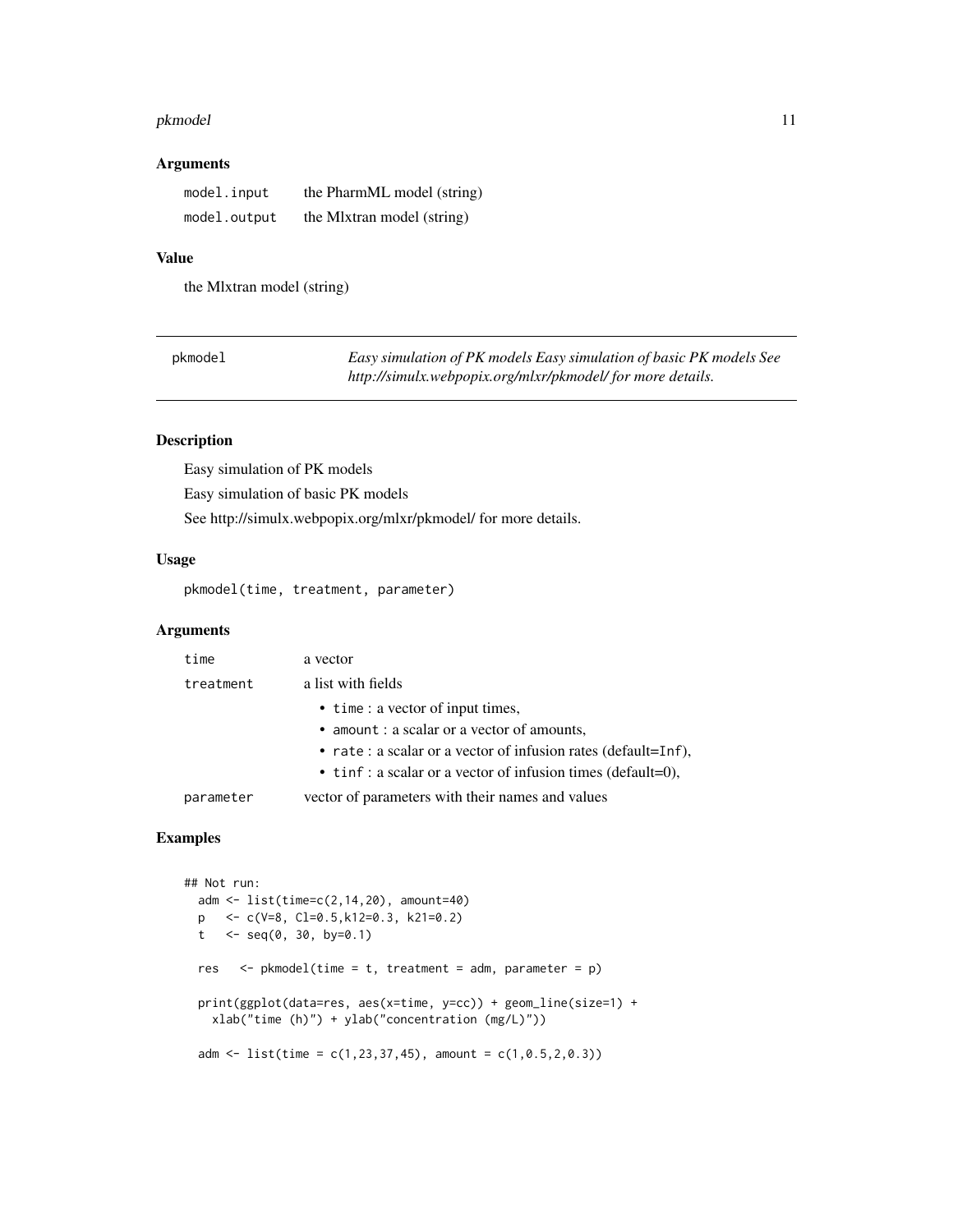### Arguments

| | |
|---|---|
| `model.input` | the PharmML model (string) |
| `model.output` | the Mlxtran model (string) |

### Value

the Mlxtran model (string)

---

## pkmodel

*Easy simulation of PK models Easy simulation of basic PK models See http://simulx.webpopix.org/mlxr/pkmodel/ for more details.*

---

### Description

Easy simulation of PK models

Easy simulation of basic PK models

See http://simulx.webpopix.org/mlxr/pkmodel/ for more details.

### Usage

```
pkmodel(time, treatment, parameter)
```

### Arguments

- `time`: a vector
- `treatment`: a list with fields
  - `time` : a vector of input times,
  - `amount` : a scalar or a vector of amounts,
  - `rate` : a scalar or a vector of infusion rates (default=`Inf`),
  - `tinf` : a scalar or a vector of infusion times (default=0),
- `parameter`: vector of parameters with their names and values

### Examples

```
## Not run:
  adm <- list(time=c(2,14,20), amount=40)
  p   <- c(V=8, Cl=0.5,k12=0.3, k21=0.2)
  t   <- seq(0, 30, by=0.1)

  res   <- pkmodel(time = t, treatment = adm, parameter = p)

  print(ggplot(data=res, aes(x=time, y=cc)) + geom_line(size=1) +
    xlab("time (h)") + ylab("concentration (mg/L)"))

  adm <- list(time = c(1,23,37,45), amount = c(1,0.5,2,0.3))
```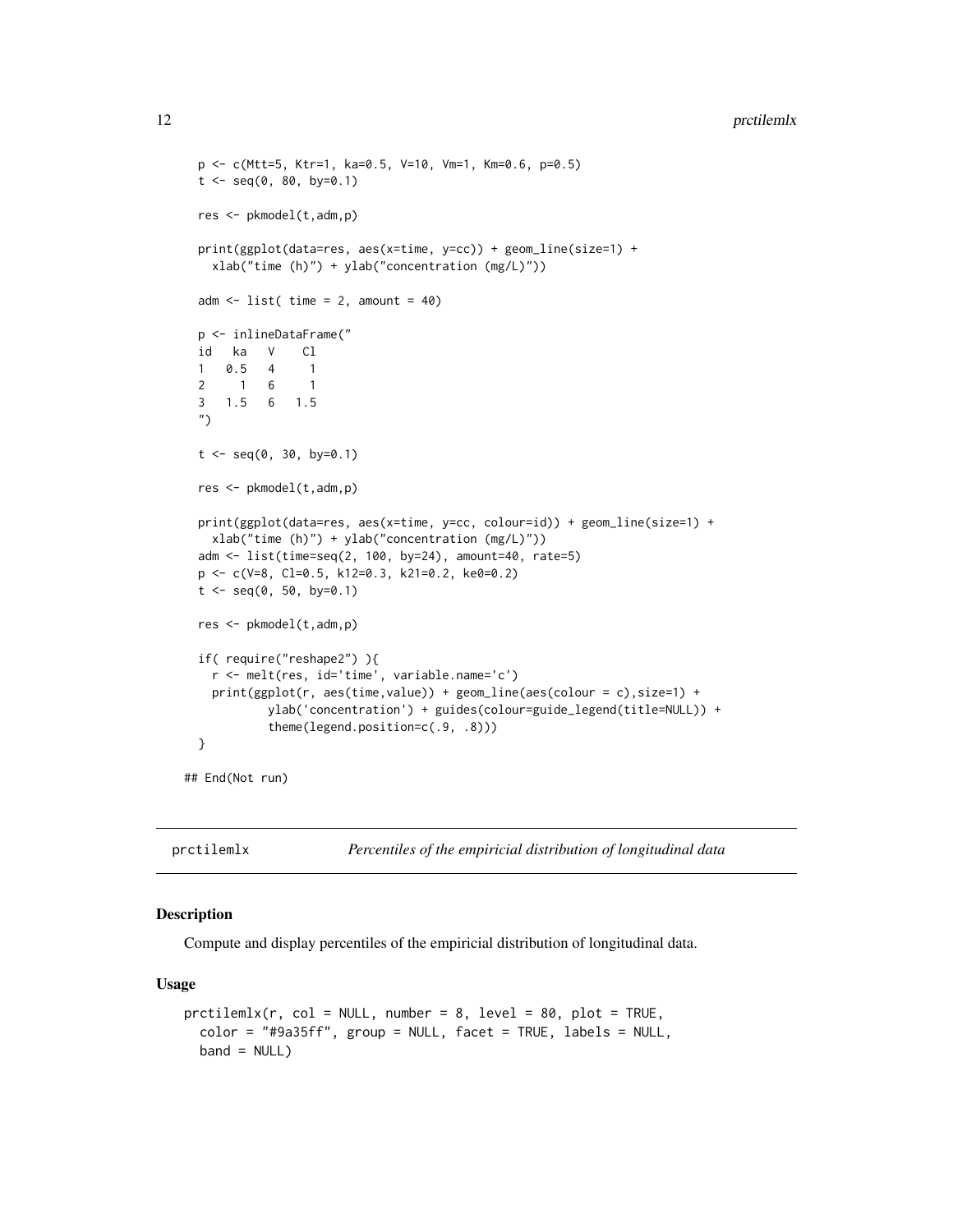```
  p <- c(Mtt=5, Ktr=1, ka=0.5, V=10, Vm=1, Km=0.6, p=0.5)
  t <- seq(0, 80, by=0.1)

  res <- pkmodel(t,adm,p)

  print(ggplot(data=res, aes(x=time, y=cc)) + geom_line(size=1) +
    xlab("time (h)") + ylab("concentration (mg/L)"))

  adm <- list( time = 2, amount = 40)

  p <- inlineDataFrame("
  id   ka   V    Cl
  1   0.5   4     1
  2     1   6     1
  3   1.5   6   1.5
  ")

  t <- seq(0, 30, by=0.1)

  res <- pkmodel(t,adm,p)

  print(ggplot(data=res, aes(x=time, y=cc, colour=id)) + geom_line(size=1) +
    xlab("time (h)") + ylab("concentration (mg/L)"))
  adm <- list(time=seq(2, 100, by=24), amount=40, rate=5)
  p <- c(V=8, Cl=0.5, k12=0.3, k21=0.2, ke0=0.2)
  t <- seq(0, 50, by=0.1)

  res <- pkmodel(t,adm,p)

  if( require("reshape2") ){
    r <- melt(res, id='time', variable.name='c')
    print(ggplot(r, aes(time,value)) + geom_line(aes(colour = c),size=1) +
            ylab('concentration') + guides(colour=guide_legend(title=NULL)) +
            theme(legend.position=c(.9, .8)))
  }

## End(Not run)
```

## prctilemlx — *Percentiles of the empiricial distribution of longitudinal data*

### Description

Compute and display percentiles of the empiricial distribution of longitudinal data.

### Usage

```
prctilemlx(r, col = NULL, number = 8, level = 80, plot = TRUE,
  color = "#9a35ff", group = NULL, facet = TRUE, labels = NULL,
  band = NULL)
```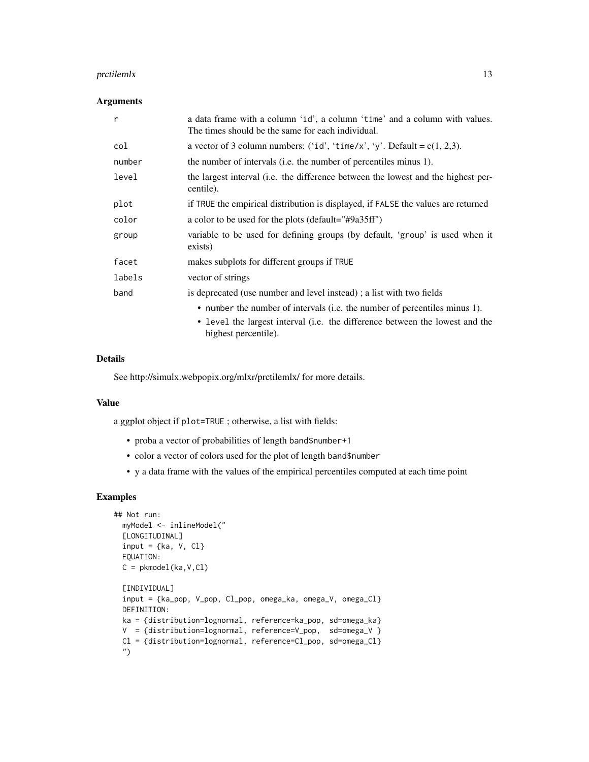## Arguments

| | |
|---|---|
| `r` | a data frame with a column 'id', a column 'time' and a column with values. The times should be the same for each individual. |
| `col` | a vector of 3 column numbers: ('id', 'time/x', 'y'. Default = c(1, 2,3). |
| `number` | the number of intervals (i.e. the number of percentiles minus 1). |
| `level` | the largest interval (i.e. the difference between the lowest and the highest percentile). |
| `plot` | if TRUE the empirical distribution is displayed, if FALSE the values are returned |
| `color` | a color to be used for the plots (default="#9a35ff") |
| `group` | variable to be used for defining groups (by default, 'group' is used when it exists) |
| `facet` | makes subplots for different groups if TRUE |
| `labels` | vector of strings |
| `band` | is deprecated (use number and level instead) ; a list with two fields<br>• `number` the number of intervals (i.e. the number of percentiles minus 1).<br>• `level` the largest interval (i.e. the difference between the lowest and the highest percentile). |

## Details

See http://simulx.webpopix.org/mlxr/prctilemlx/ for more details.

## Value

a ggplot object if `plot=TRUE` ; otherwise, a list with fields:

- proba a vector of probabilities of length `band$number+1`
- color a vector of colors used for the plot of length `band$number`
- y a data frame with the values of the empirical percentiles computed at each time point

## Examples

```
## Not run:
  myModel <- inlineModel("
  [LONGITUDINAL]
  input = {ka, V, Cl}
  EQUATION:
  C = pkmodel(ka,V,Cl)

  [INDIVIDUAL]
  input = {ka_pop, V_pop, Cl_pop, omega_ka, omega_V, omega_Cl}
  DEFINITION:
  ka = {distribution=lognormal, reference=ka_pop, sd=omega_ka}
  V  = {distribution=lognormal, reference=V_pop,  sd=omega_V }
  Cl = {distribution=lognormal, reference=Cl_pop, sd=omega_Cl}
  ")
```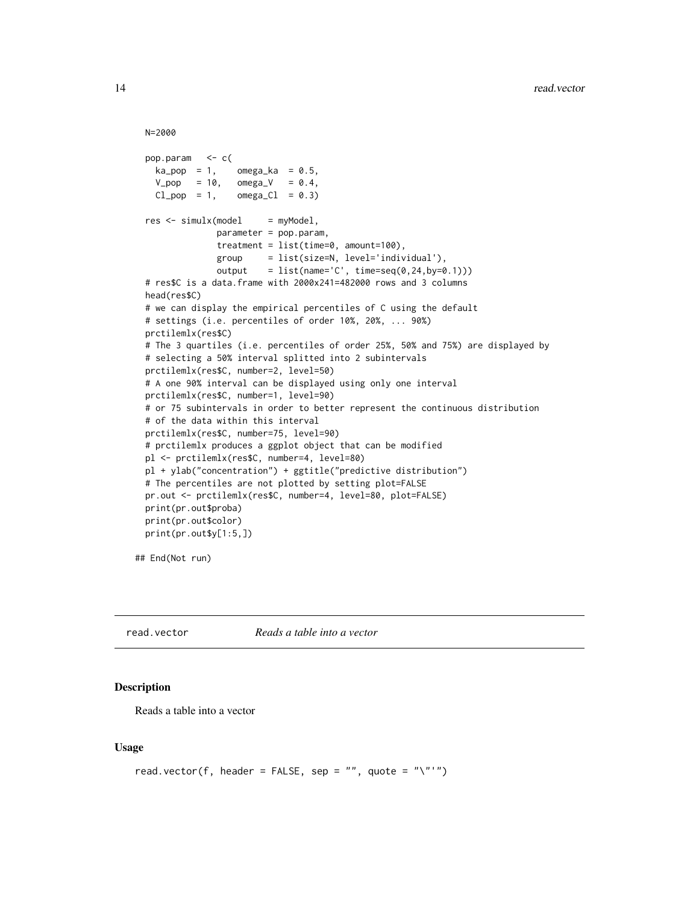```
N=2000

pop.param   <- c(
  ka_pop  = 1,    omega_ka  = 0.5,
  V_pop   = 10,   omega_V   = 0.4,
  Cl_pop  = 1,    omega_Cl  = 0.3)

res <- simulx(model     = myModel,
              parameter = pop.param,
              treatment = list(time=0, amount=100),
              group     = list(size=N, level='individual'),
              output    = list(name='C', time=seq(0,24,by=0.1)))
# res$C is a data.frame with 2000x241=482000 rows and 3 columns
head(res$C)
# we can display the empirical percentiles of C using the default
# settings (i.e. percentiles of order 10%, 20%, ... 90%)
prctilemlx(res$C)
# The 3 quartiles (i.e. percentiles of order 25%, 50% and 75%) are displayed by
# selecting a 50% interval splitted into 2 subintervals
prctilemlx(res$C, number=2, level=50)
# A one 90% interval can be displayed using only one interval
prctilemlx(res$C, number=1, level=90)
# or 75 subintervals in order to better represent the continuous distribution
# of the data within this interval
prctilemlx(res$C, number=75, level=90)
# prctilemlx produces a ggplot object that can be modified
pl <- prctilemlx(res$C, number=4, level=80)
pl + ylab("concentration") + ggtitle("predictive distribution")
# The percentiles are not plotted by setting plot=FALSE
pr.out <- prctilemlx(res$C, number=4, level=80, plot=FALSE)
print(pr.out$proba)
print(pr.out$color)
print(pr.out$y[1:5,])

## End(Not run)
```

---

## read.vector — *Reads a table into a vector*

### Description

Reads a table into a vector

### Usage

```
read.vector(f, header = FALSE, sep = "", quote = "\"'")
```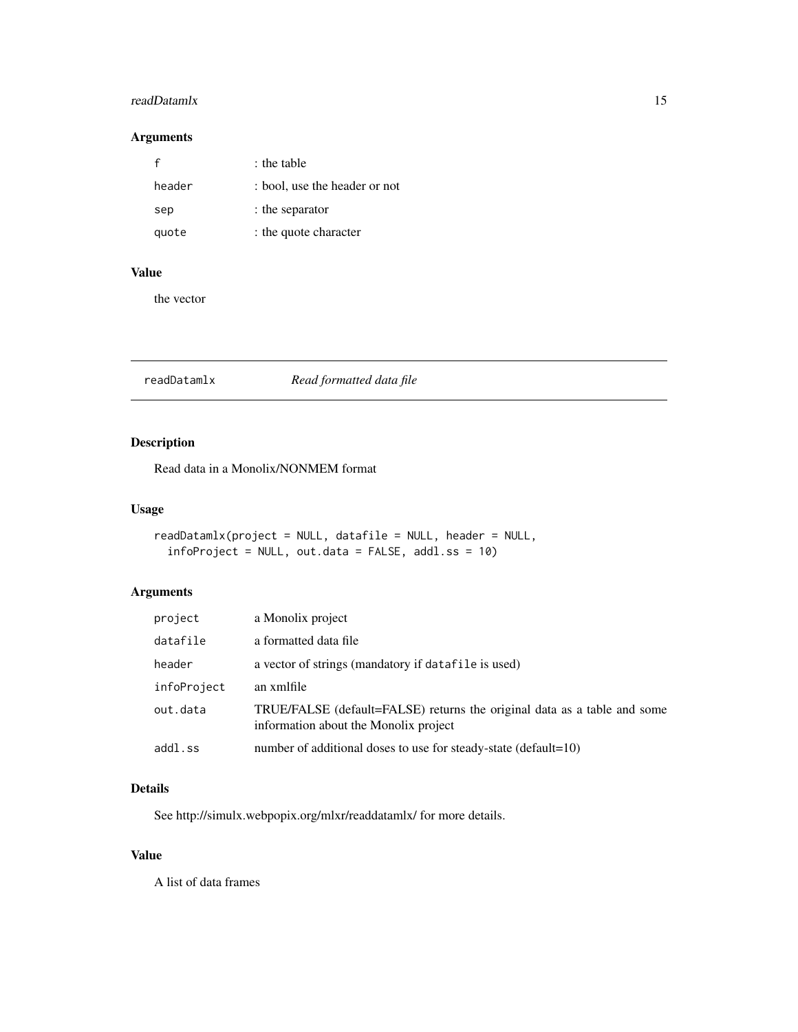### Arguments

| | |
|---|---|
| `f` | : the table |
| `header` | : bool, use the header or not |
| `sep` | : the separator |
| `quote` | : the quote character |

### Value

the vector

---

## readDatamlx *Read formatted data file*

---

### Description

Read data in a Monolix/NONMEM format

### Usage

```
readDatamlx(project = NULL, datafile = NULL, header = NULL,
  infoProject = NULL, out.data = FALSE, addl.ss = 10)
```

### Arguments

| | |
|---|---|
| `project` | a Monolix project |
| `datafile` | a formatted data file |
| `header` | a vector of strings (mandatory if `datafile` is used) |
| `infoProject` | an xmlfile |
| `out.data` | TRUE/FALSE (default=FALSE) returns the original data as a table and some information about the Monolix project |
| `addl.ss` | number of additional doses to use for steady-state (default=10) |

### Details

See http://simulx.webpopix.org/mlxr/readdatamlx/ for more details.

### Value

A list of data frames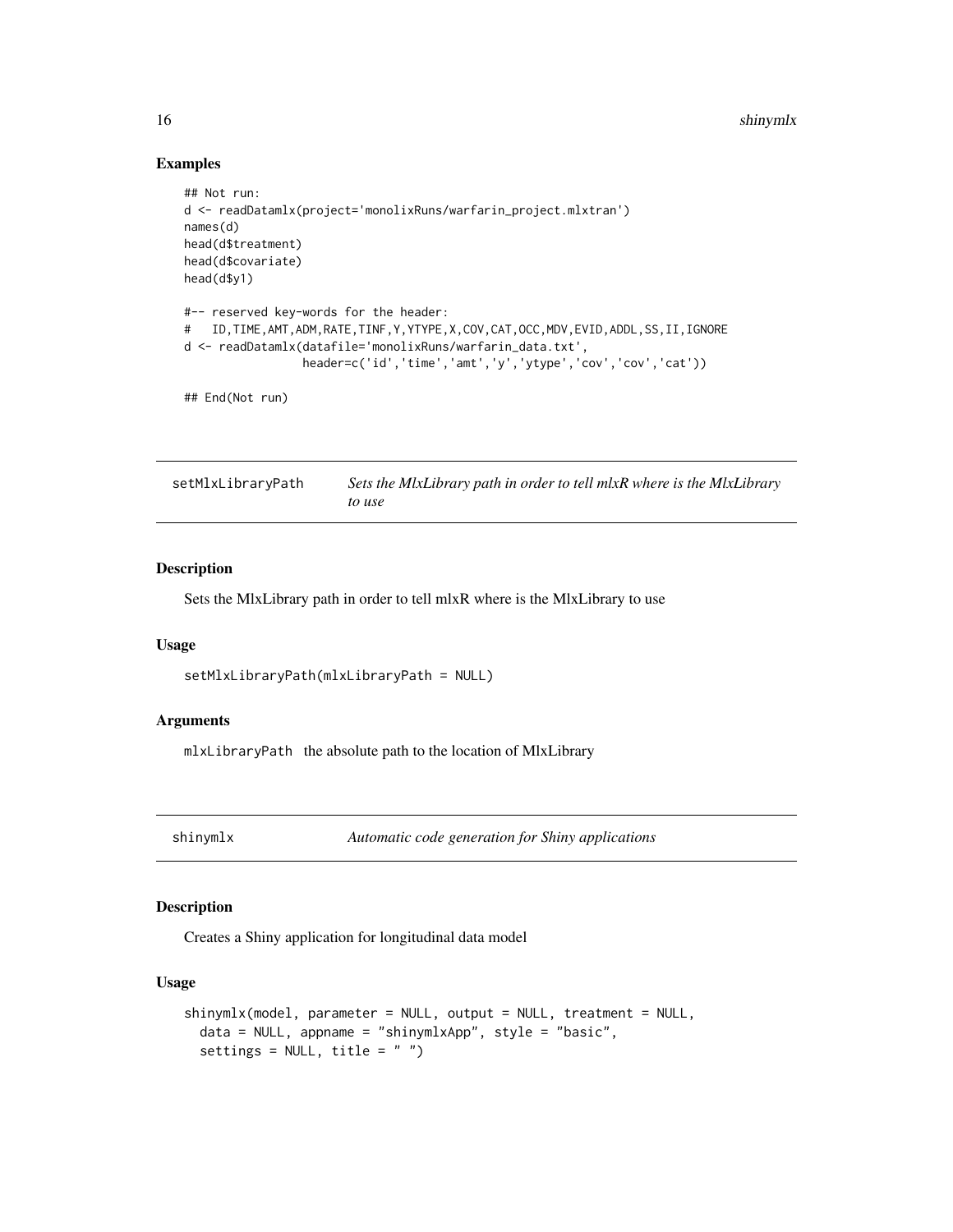### Examples

```
## Not run:
d <- readDatamlx(project='monolixRuns/warfarin_project.mlxtran')
names(d)
head(d$treatment)
head(d$covariate)
head(d$y1)

#-- reserved key-words for the header:
#   ID,TIME,AMT,ADM,RATE,TINF,Y,YTYPE,X,COV,CAT,OCC,MDV,EVID,ADDL,SS,II,IGNORE
d <- readDatamlx(datafile='monolixRuns/warfarin_data.txt',
                 header=c('id','time','amt','y','ytype','cov','cov','cat'))

## End(Not run)
```

## setMlxLibraryPath — *Sets the MlxLibrary path in order to tell mlxR where is the MlxLibrary to use*

### Description

Sets the MlxLibrary path in order to tell mlxR where is the MlxLibrary to use

### Usage

```
setMlxLibraryPath(mlxLibraryPath = NULL)
```

### Arguments

`mlxLibraryPath` the absolute path to the location of MlxLibrary

## shinymlx — *Automatic code generation for Shiny applications*

### Description

Creates a Shiny application for longitudinal data model

### Usage

```
shinymlx(model, parameter = NULL, output = NULL, treatment = NULL,
  data = NULL, appname = "shinymlxApp", style = "basic",
  settings = NULL, title = " ")
```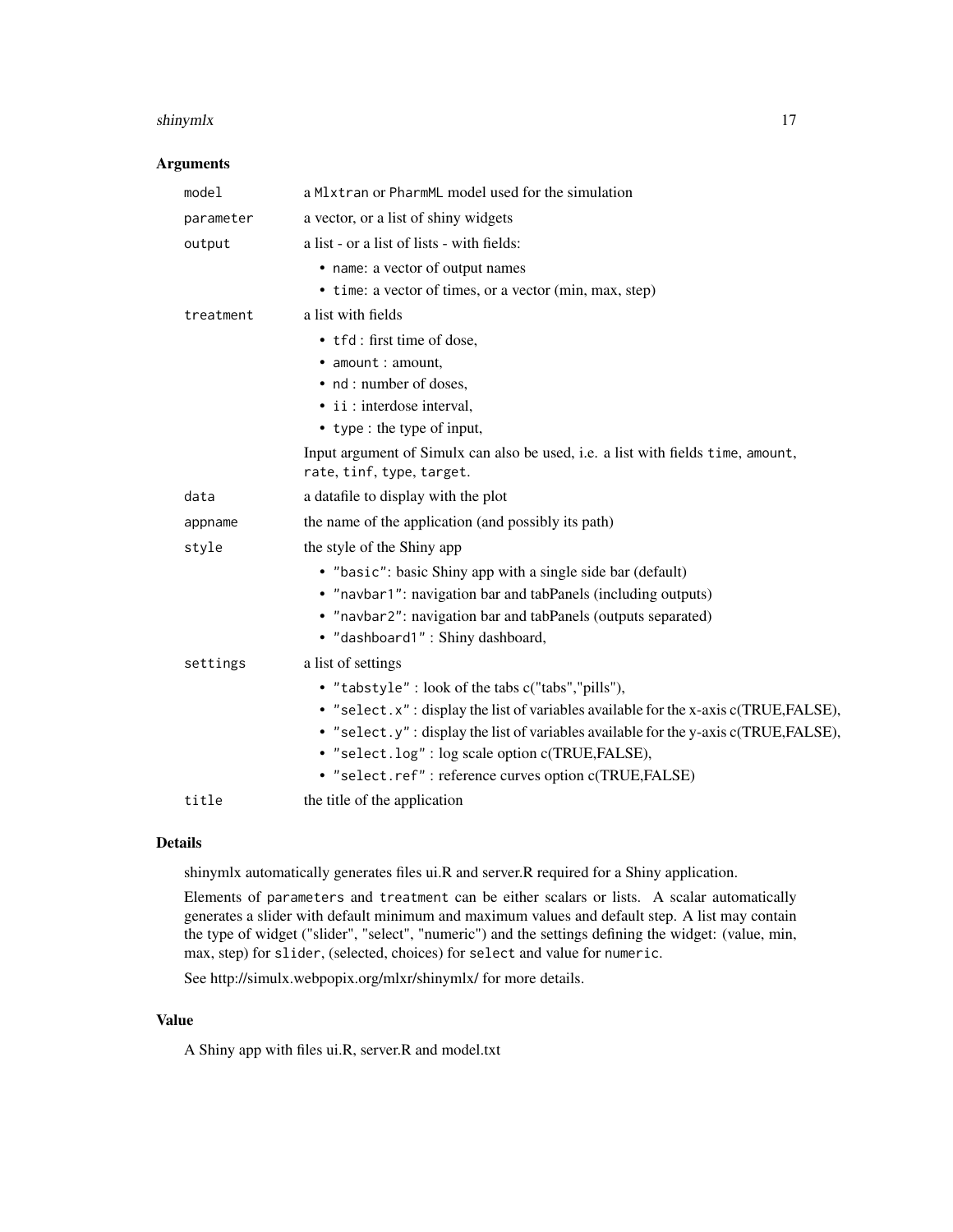### Arguments

| | |
|---|---|
| `model` | a `Mlxtran` or `PharmML` model used for the simulation |
| `parameter` | a vector, or a list of shiny widgets |
| `output` | a list - or a list of lists - with fields: <br>• `name`: a vector of output names <br>• `time`: a vector of times, or a vector (min, max, step) |
| `treatment` | a list with fields <br>• `tfd` : first time of dose, <br>• `amount` : amount, <br>• `nd` : number of doses, <br>• `ii` : interdose interval, <br>• `type` : the type of input, <br>Input argument of Simulx can also be used, i.e. a list with fields `time`, `amount`, `rate`, `tinf`, `type`, `target`. |
| `data` | a datafile to display with the plot |
| `appname` | the name of the application (and possibly its path) |
| `style` | the style of the Shiny app <br>• `"basic"`: basic Shiny app with a single side bar (default) <br>• `"navbar1"`: navigation bar and tabPanels (including outputs) <br>• `"navbar2"`: navigation bar and tabPanels (outputs separated) <br>• `"dashboard1"` : Shiny dashboard, |
| `settings` | a list of settings <br>• `"tabstyle"` : look of the tabs c("tabs","pills"), <br>• `"select.x"` : display the list of variables available for the x-axis c(TRUE,FALSE), <br>• `"select.y"` : display the list of variables available for the y-axis c(TRUE,FALSE), <br>• `"select.log"` : log scale option c(TRUE,FALSE), <br>• `"select.ref"` : reference curves option c(TRUE,FALSE) |
| `title` | the title of the application |

### Details

shinymlx automatically generates files ui.R and server.R required for a Shiny application.

Elements of `parameters` and `treatment` can be either scalars or lists. A scalar automatically generates a slider with default minimum and maximum values and default step. A list may contain the type of widget ("slider", "select", "numeric") and the settings defining the widget: (value, min, max, step) for `slider`, (selected, choices) for `select` and value for `numeric`.

See http://simulx.webpopix.org/mlxr/shinymlx/ for more details.

### Value

A Shiny app with files ui.R, server.R and model.txt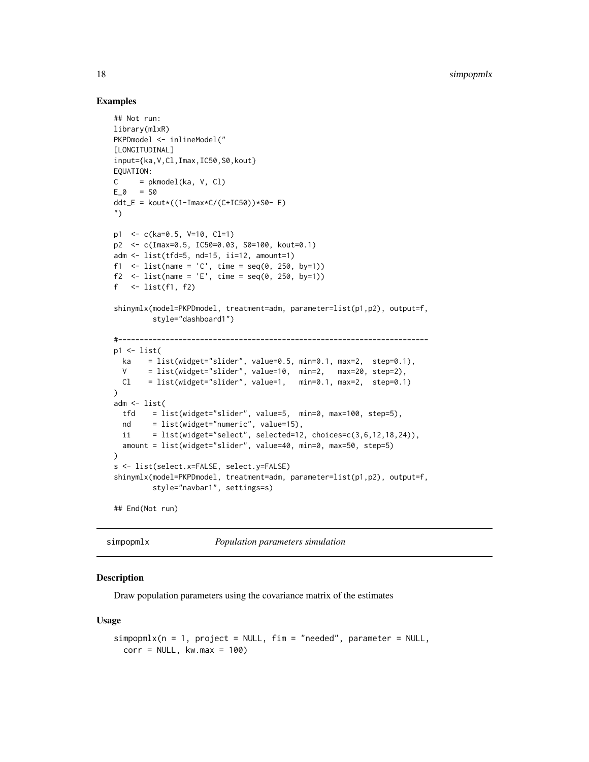### Examples

```
## Not run:
library(mlxR)
PKPDmodel <- inlineModel("
[LONGITUDINAL]
input={ka,V,Cl,Imax,IC50,S0,kout}
EQUATION:
C     = pkmodel(ka, V, Cl)
E_0   = S0
ddt_E = kout*((1-Imax*C/(C+IC50))*S0- E)
")

p1  <- c(ka=0.5, V=10, Cl=1)
p2  <- c(Imax=0.5, IC50=0.03, S0=100, kout=0.1)
adm <- list(tfd=5, nd=15, ii=12, amount=1)
f1  <- list(name = 'C', time = seq(0, 250, by=1))
f2  <- list(name = 'E', time = seq(0, 250, by=1))
f   <- list(f1, f2)

shinymlx(model=PKPDmodel, treatment=adm, parameter=list(p1,p2), output=f,
         style="dashboard1")

#-----------------------------------------------------------------------
p1 <- list(
  ka    = list(widget="slider", value=0.5, min=0.1, max=2,  step=0.1),
  V     = list(widget="slider", value=10,  min=2,   max=20, step=2),
  Cl    = list(widget="slider", value=1,   min=0.1, max=2,  step=0.1)
)
adm <- list(
  tfd    = list(widget="slider", value=5,  min=0, max=100, step=5),
  nd     = list(widget="numeric", value=15),
  ii     = list(widget="select", selected=12, choices=c(3,6,12,18,24)),
  amount = list(widget="slider", value=40, min=0, max=50, step=5)
)
s <- list(select.x=FALSE, select.y=FALSE)
shinymlx(model=PKPDmodel, treatment=adm, parameter=list(p1,p2), output=f,
         style="navbar1", settings=s)

## End(Not run)
```

---

## simpopmlx — *Population parameters simulation*

### Description

Draw population parameters using the covariance matrix of the estimates

### Usage

```
simpopmlx(n = 1, project = NULL, fim = "needed", parameter = NULL,
  corr = NULL, kw.max = 100)
```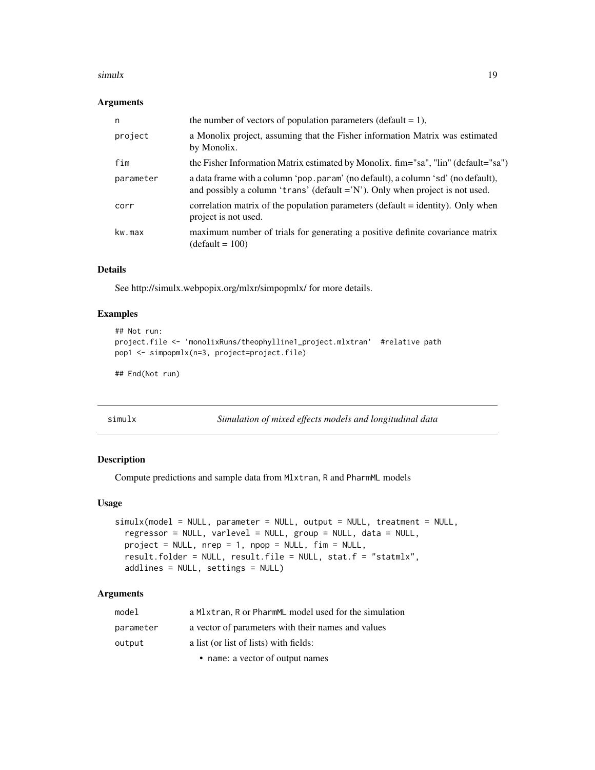### Arguments

| | |
|---|---|
| n | the number of vectors of population parameters (default = 1), |
| project | a Monolix project, assuming that the Fisher information Matrix was estimated by Monolix. |
| fim | the Fisher Information Matrix estimated by Monolix. fim="sa", "lin" (default="sa") |
| parameter | a data frame with a column 'pop.param' (no default), a column 'sd' (no default), and possibly a column 'trans' (default ='N'). Only when project is not used. |
| corr | correlation matrix of the population parameters (default = identity). Only when project is not used. |
| kw.max | maximum number of trials for generating a positive definite covariance matrix (default = 100) |

### Details

See http://simulx.webpopix.org/mlxr/simpopmlx/ for more details.

### Examples

```
## Not run:
project.file <- 'monolixRuns/theophylline1_project.mlxtran'  #relative path
pop1 <- simpopmlx(n=3, project=project.file)

## End(Not run)
```

---

## simulx — *Simulation of mixed effects models and longitudinal data*

### Description

Compute predictions and sample data from Mlxtran, R and PharmML models

### Usage

```
simulx(model = NULL, parameter = NULL, output = NULL, treatment = NULL,
  regressor = NULL, varlevel = NULL, group = NULL, data = NULL,
  project = NULL, nrep = 1, npop = NULL, fim = NULL,
  result.folder = NULL, result.file = NULL, stat.f = "statmlx",
  addlines = NULL, settings = NULL)
```

### Arguments

| | |
|---|---|
| model | a Mlxtran, R or PharmML model used for the simulation |
| parameter | a vector of parameters with their names and values |
| output | a list (or list of lists) with fields:<br>• name: a vector of output names |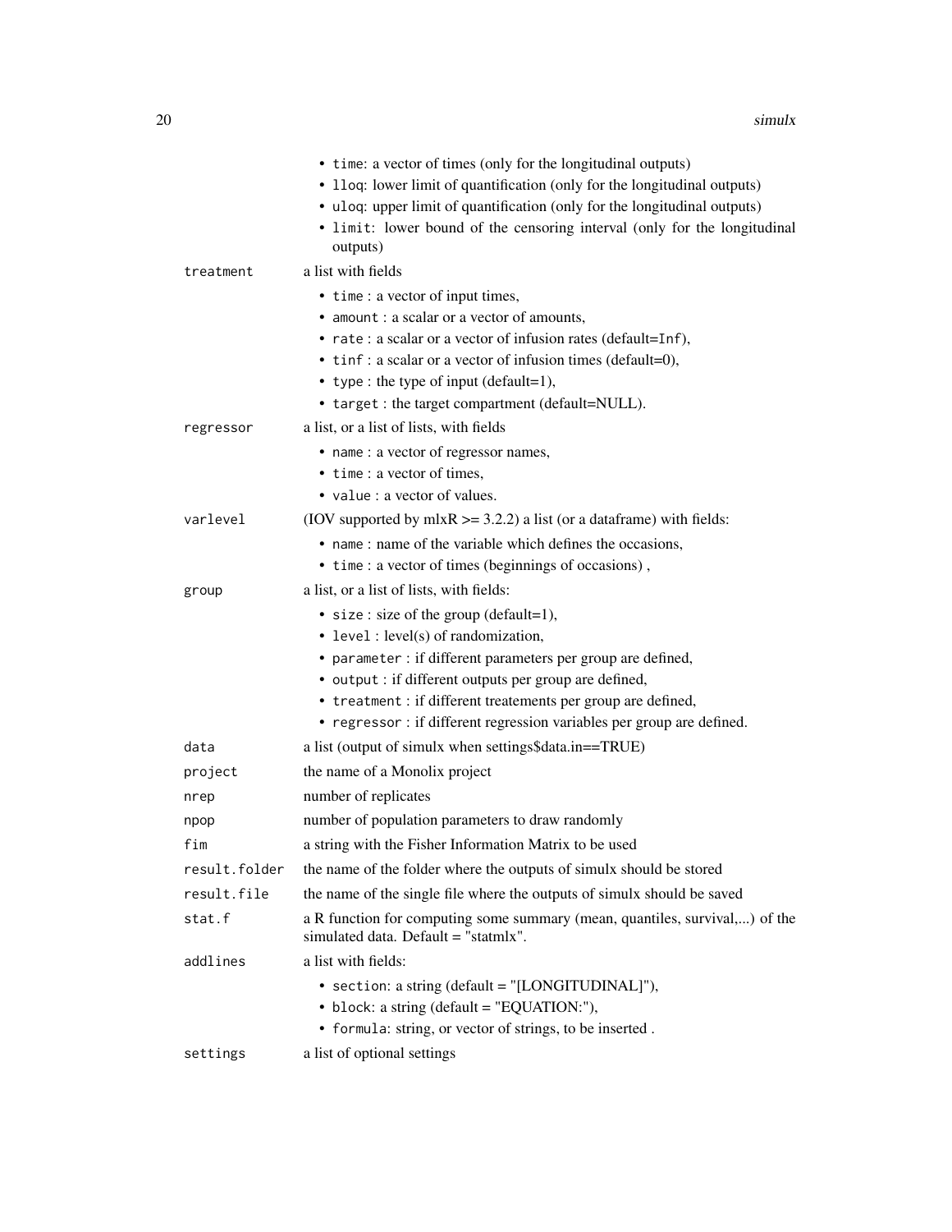- `time`: a vector of times (only for the longitudinal outputs)
- `lloq`: lower limit of quantification (only for the longitudinal outputs)
- `uloq`: upper limit of quantification (only for the longitudinal outputs)
- `limit`: lower bound of the censoring interval (only for the longitudinal outputs)

`treatment` a list with fields

- `time` : a vector of input times,
- `amount` : a scalar or a vector of amounts,
- `rate` : a scalar or a vector of infusion rates (default=`Inf`),
- `tinf` : a scalar or a vector of infusion times (default=0),
- `type` : the type of input (default=1),
- `target` : the target compartment (default=NULL).

`regressor` a list, or a list of lists, with fields

- `name` : a vector of regressor names,
- `time` : a vector of times,
- `value` : a vector of values.

`varlevel` (IOV supported by mlxR >= 3.2.2) a list (or a dataframe) with fields:

- `name` : name of the variable which defines the occasions,
- `time` : a vector of times (beginnings of occasions) ,

`group` a list, or a list of lists, with fields:

- `size` : size of the group (default=1),
- `level` : level(s) of randomization,
- `parameter` : if different parameters per group are defined,
- `output` : if different outputs per group are defined,
- `treatment` : if different treatements per group are defined,
- `regressor` : if different regression variables per group are defined.

`data` a list (output of simulx when settings$data.in==TRUE)

`project` the name of a Monolix project

`nrep` number of replicates

`npop` number of population parameters to draw randomly

`fim` a string with the Fisher Information Matrix to be used

`result.folder` the name of the folder where the outputs of simulx should be stored

`result.file` the name of the single file where the outputs of simulx should be saved

`stat.f` a R function for computing some summary (mean, quantiles, survival,...) of the simulated data. Default = "statmlx".

`addlines` a list with fields:

- `section`: a string (default = "[LONGITUDINAL]"),
- `block`: a string (default = "EQUATION:"),
- `formula`: string, or vector of strings, to be inserted .

`settings` a list of optional settings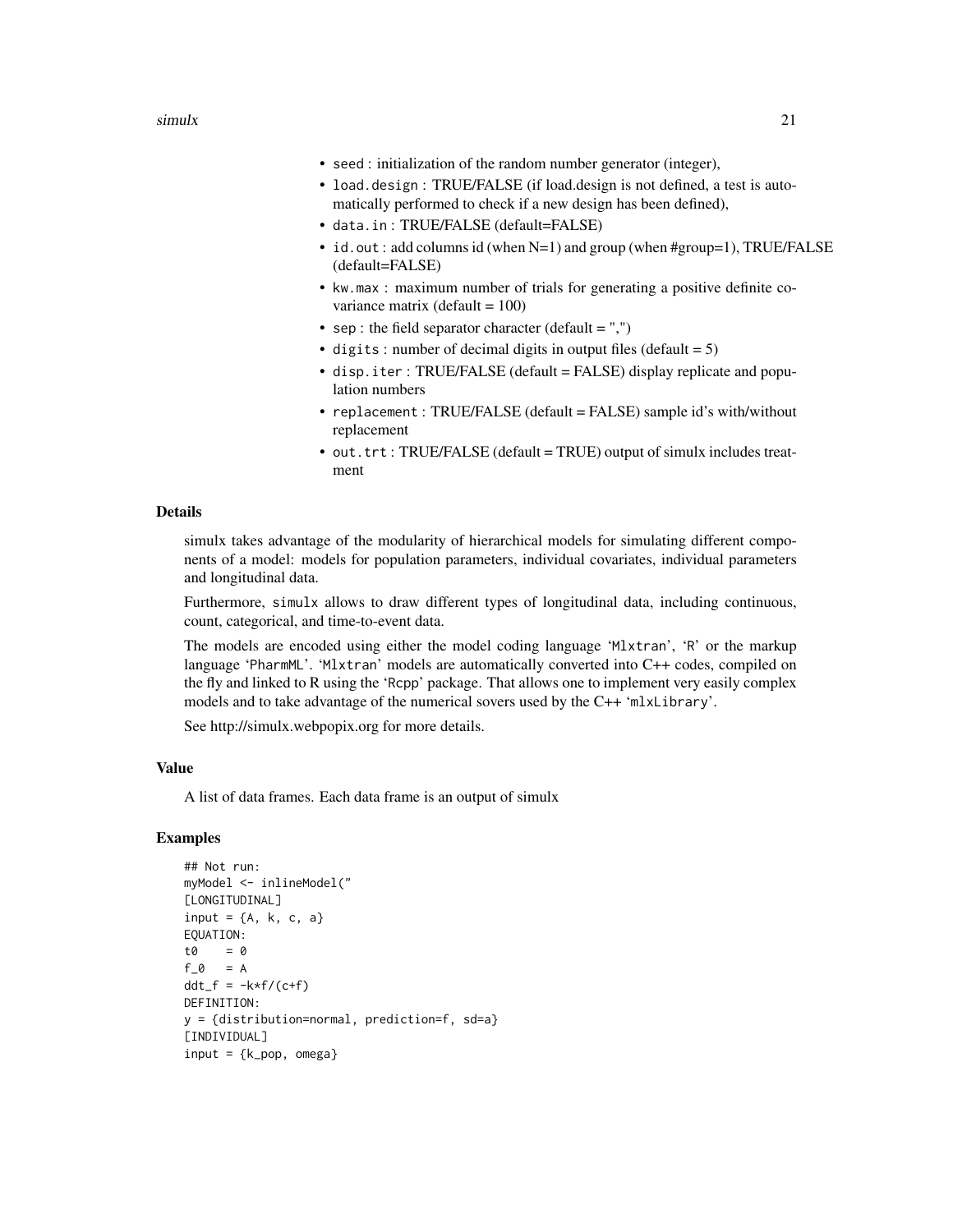- `seed` : initialization of the random number generator (integer),
- `load.design` : TRUE/FALSE (if load.design is not defined, a test is automatically performed to check if a new design has been defined),
- `data.in` : TRUE/FALSE (default=FALSE)
- `id.out` : add columns id (when N=1) and group (when #group=1), TRUE/FALSE (default=FALSE)
- `kw.max` : maximum number of trials for generating a positive definite covariance matrix (default = 100)
- `sep` : the field separator character (default = ",")
- `digits` : number of decimal digits in output files (default = 5)
- `disp.iter` : TRUE/FALSE (default = FALSE) display replicate and population numbers
- `replacement` : TRUE/FALSE (default = FALSE) sample id's with/without replacement
- `out.trt` : TRUE/FALSE (default = TRUE) output of simulx includes treatment

## Details

simulx takes advantage of the modularity of hierarchical models for simulating different components of a model: models for population parameters, individual covariates, individual parameters and longitudinal data.

Furthermore, `simulx` allows to draw different types of longitudinal data, including continuous, count, categorical, and time-to-event data.

The models are encoded using either the model coding language '`Mlxtran`', '`R`' or the markup language '`PharmML`'. '`Mlxtran`' models are automatically converted into C++ codes, compiled on the fly and linked to R using the '`Rcpp`' package. That allows one to implement very easily complex models and to take advantage of the numerical sovers used by the C++ '`mlxLibrary`'.

See http://simulx.webpopix.org for more details.

## Value

A list of data frames. Each data frame is an output of simulx

## Examples

```
## Not run:
myModel <- inlineModel("
[LONGITUDINAL]
input = {A, k, c, a}
EQUATION:
t0    = 0
f_0   = A
ddt_f = -k*f/(c+f)
DEFINITION:
y = {distribution=normal, prediction=f, sd=a}
[INDIVIDUAL]
input = {k_pop, omega}
```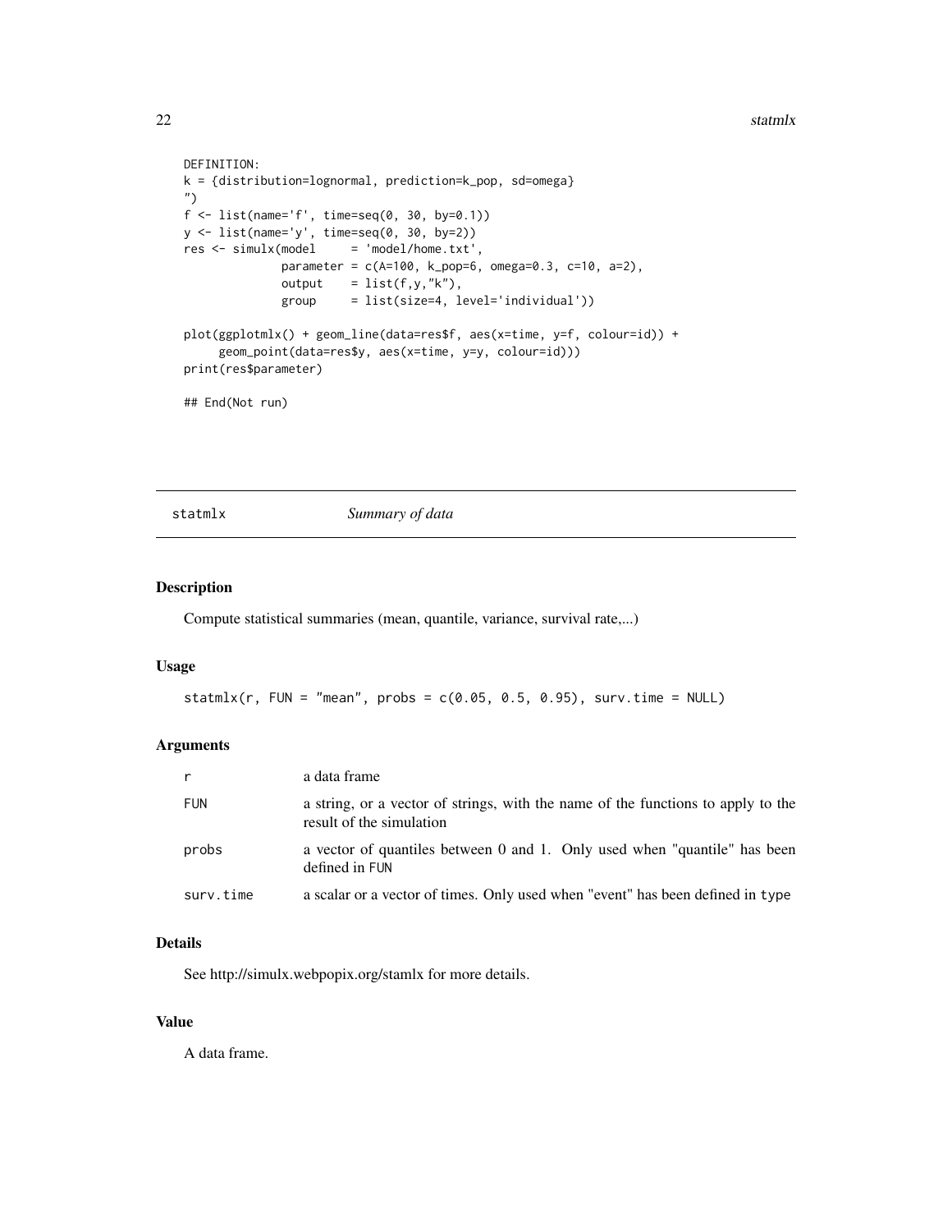```
DEFINITION:
k = {distribution=lognormal, prediction=k_pop, sd=omega}
")
f <- list(name='f', time=seq(0, 30, by=0.1))
y <- list(name='y', time=seq(0, 30, by=2))
res <- simulx(model     = 'model/home.txt',
              parameter = c(A=100, k_pop=6, omega=0.3, c=10, a=2),
              output    = list(f,y,"k"),
              group     = list(size=4, level='individual'))

plot(ggplotmlx() + geom_line(data=res$f, aes(x=time, y=f, colour=id)) +
     geom_point(data=res$y, aes(x=time, y=y, colour=id)))
print(res$parameter)

## End(Not run)
```

## statmlx — *Summary of data*

### Description

Compute statistical summaries (mean, quantile, variance, survival rate,...)

### Usage

```
statmlx(r, FUN = "mean", probs = c(0.05, 0.5, 0.95), surv.time = NULL)
```

### Arguments

| | |
|---|---|
| r | a data frame |
| FUN | a string, or a vector of strings, with the name of the functions to apply to the result of the simulation |
| probs | a vector of quantiles between 0 and 1. Only used when "quantile" has been defined in FUN |
| surv.time | a scalar or a vector of times. Only used when "event" has been defined in type |

### Details

See http://simulx.webpopix.org/stamlx for more details.

### Value

A data frame.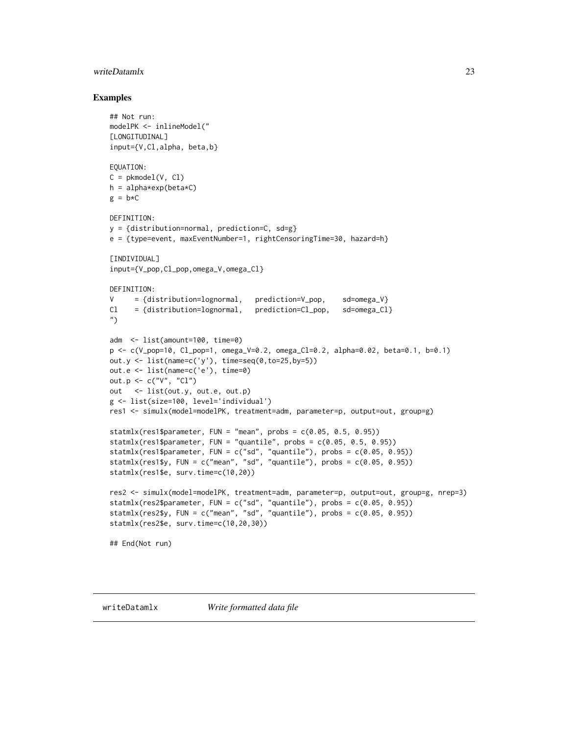## Examples

```
## Not run:
modelPK <- inlineModel("
[LONGITUDINAL]
input={V,Cl,alpha, beta,b}

EQUATION:
C = pkmodel(V, Cl)
h = alpha*exp(beta*C)
g = b*C

DEFINITION:
y = {distribution=normal, prediction=C, sd=g}
e = {type=event, maxEventNumber=1, rightCensoringTime=30, hazard=h}

[INDIVIDUAL]
input={V_pop,Cl_pop,omega_V,omega_Cl}

DEFINITION:
V     = {distribution=lognormal,   prediction=V_pop,    sd=omega_V}
Cl    = {distribution=lognormal,   prediction=Cl_pop,   sd=omega_Cl}
")

adm  <- list(amount=100, time=0)
p <- c(V_pop=10, Cl_pop=1, omega_V=0.2, omega_Cl=0.2, alpha=0.02, beta=0.1, b=0.1)
out.y <- list(name=c('y'), time=seq(0,to=25,by=5))
out.e <- list(name=c('e'), time=0)
out.p <- c("V", "Cl")
out   <- list(out.y, out.e, out.p)
g <- list(size=100, level='individual')
res1 <- simulx(model=modelPK, treatment=adm, parameter=p, output=out, group=g)

statmlx(res1$parameter, FUN = "mean", probs = c(0.05, 0.5, 0.95))
statmlx(res1$parameter, FUN = "quantile", probs = c(0.05, 0.5, 0.95))
statmlx(res1$parameter, FUN = c("sd", "quantile"), probs = c(0.05, 0.95))
statmlx(res1$y, FUN = c("mean", "sd", "quantile"), probs = c(0.05, 0.95))
statmlx(res1$e, surv.time=c(10,20))

res2 <- simulx(model=modelPK, treatment=adm, parameter=p, output=out, group=g, nrep=3)
statmlx(res2$parameter, FUN = c("sd", "quantile"), probs = c(0.05, 0.95))
statmlx(res2$y, FUN = c("mean", "sd", "quantile"), probs = c(0.05, 0.95))
statmlx(res2$e, surv.time=c(10,20,30))

## End(Not run)
```

---

## writeDatamlx *Write formatted data file*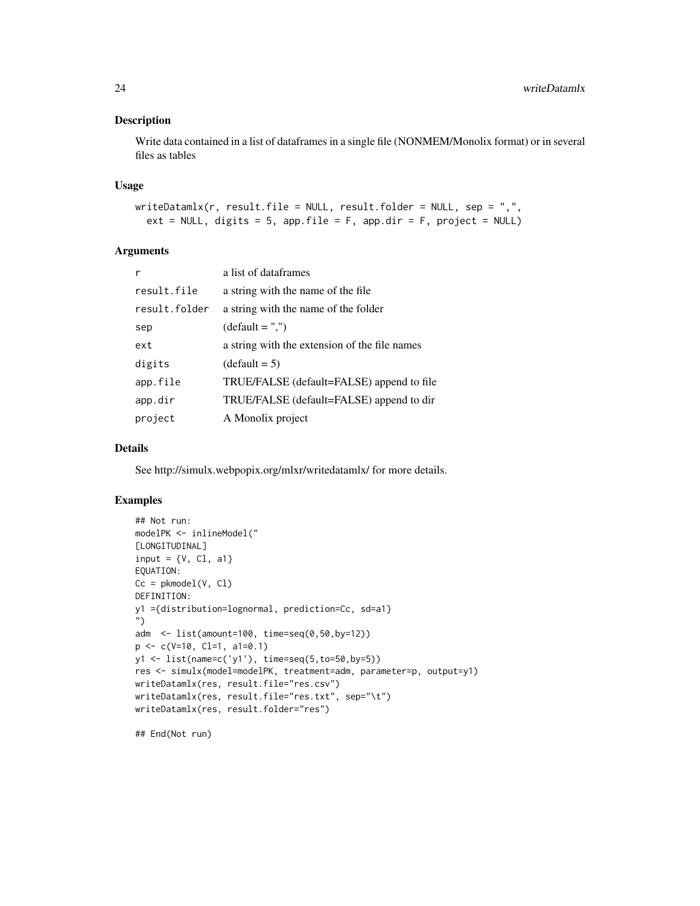### Description

Write data contained in a list of dataframes in a single file (NONMEM/Monolix format) or in several files as tables

### Usage

```
writeDatamlx(r, result.file = NULL, result.folder = NULL, sep = ",",
  ext = NULL, digits = 5, app.file = F, app.dir = F, project = NULL)
```

### Arguments

| | |
|---|---|
| `r` | a list of dataframes |
| `result.file` | a string with the name of the file |
| `result.folder` | a string with the name of the folder |
| `sep` | (default = ",") |
| `ext` | a string with the extension of the file names |
| `digits` | (default = 5) |
| `app.file` | TRUE/FALSE (default=FALSE) append to file |
| `app.dir` | TRUE/FALSE (default=FALSE) append to dir |
| `project` | A Monolix project |

### Details

See http://simulx.webpopix.org/mlxr/writedatamlx/ for more details.

### Examples

```
## Not run:
modelPK <- inlineModel("
[LONGITUDINAL]
input = {V, Cl, a1}
EQUATION:
Cc = pkmodel(V, Cl)
DEFINITION:
y1 ={distribution=lognormal, prediction=Cc, sd=a1}
")
adm  <- list(amount=100, time=seq(0,50,by=12))
p <- c(V=10, Cl=1, a1=0.1)
y1 <- list(name=c('y1'), time=seq(5,to=50,by=5))
res <- simulx(model=modelPK, treatment=adm, parameter=p, output=y1)
writeDatamlx(res, result.file="res.csv")
writeDatamlx(res, result.file="res.txt", sep="\t")
writeDatamlx(res, result.folder="res")

## End(Not run)
```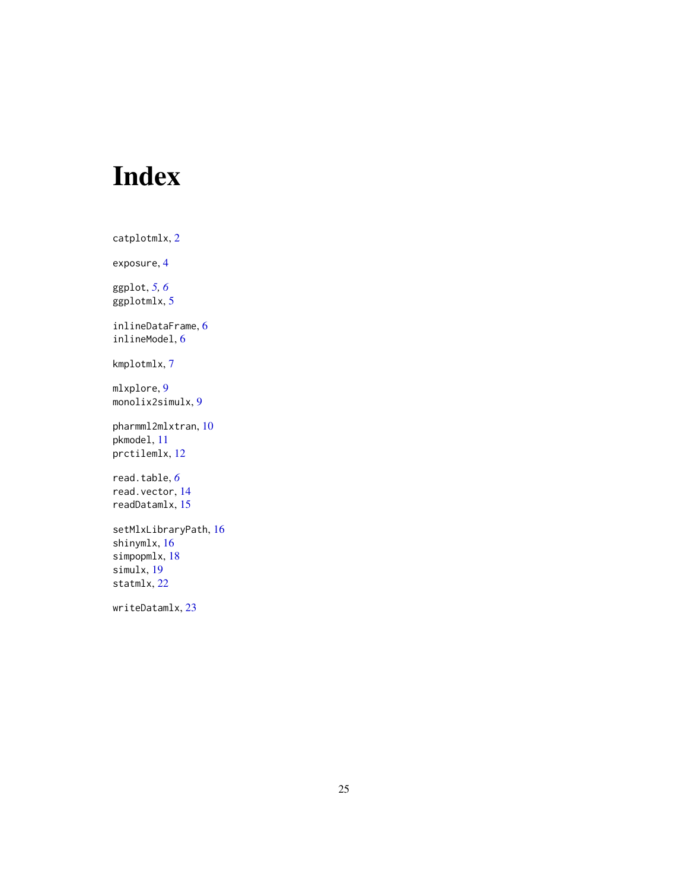# Index

catplotmlx, 2

exposure, 4

ggplot, *5, 6*
ggplotmlx, 5

inlineDataFrame, 6
inlineModel, 6

kmplotmlx, 7

mlxplore, 9
monolix2simulx, 9

pharmml2mlxtran, 10
pkmodel, 11
prctilemlx, 12

read.table, *6*
read.vector, 14
readDatamlx, 15

setMlxLibraryPath, 16
shinymlx, 16
simpopmlx, 18
simulx, 19
statmlx, 22

writeDatamlx, 23